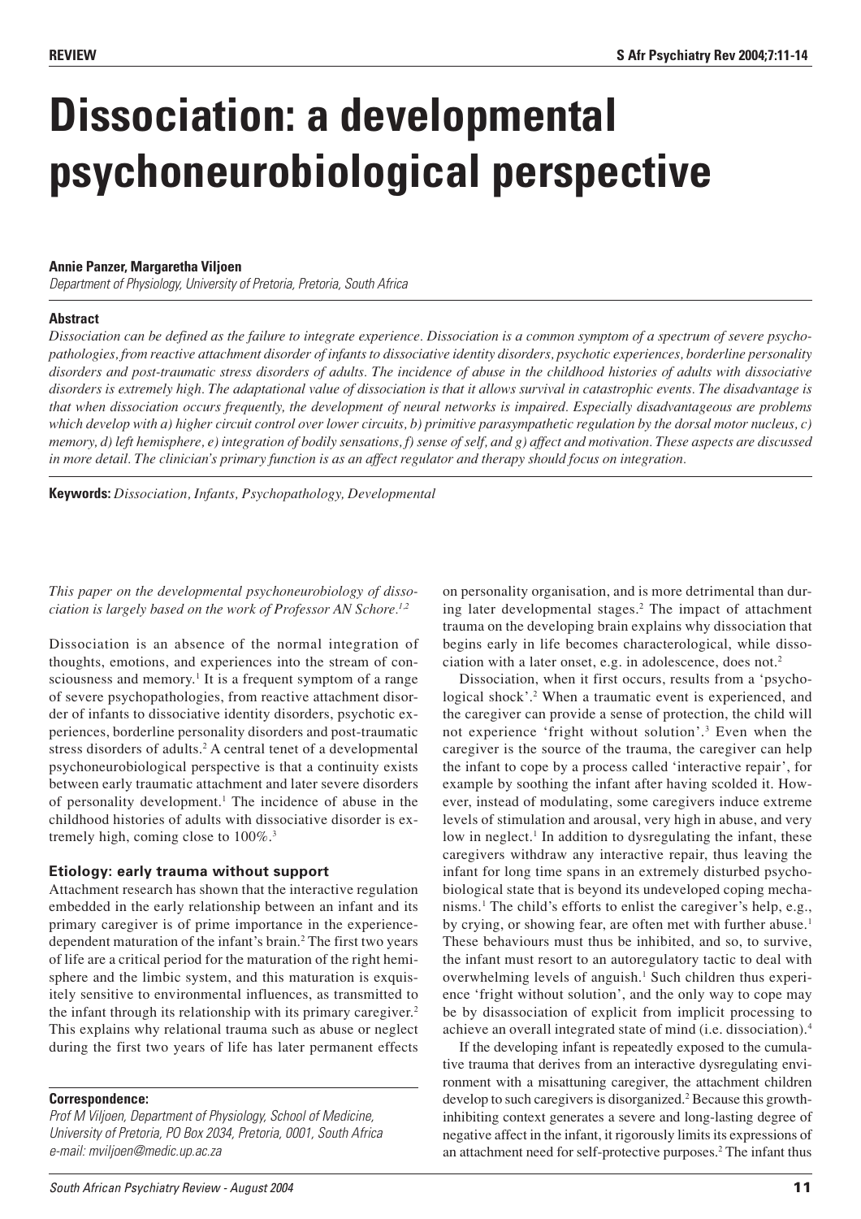# Dissociation: a developmental psychoneurobiological perspective

**Annie Panzer, Margaretha Viljoen**

*Department of Physiology, University of Pretoria, Pretoria, South Africa*

### Abstract

*Dissociation can be defined as the failure to integrate experience. Dissociation is a common symptom of a spectrum of severe psychopathologies, from reactive attachment disorder of infants to dissociative identity disorders, psychotic experiences, borderline personality disorders and post-traumatic stress disorders of adults. The incidence of abuse in the childhood histories of adults with dissociative disorders is extremely high. The adaptational value of dissociation is that it allows survival in catastrophic events. The disadvantage is that when dissociation occurs frequently, the development of neural networks is impaired. Especially disadvantageous are problems which develop with a) higher circuit control over lower circuits, b) primitive parasympathetic regulation by the dorsal motor nucleus, c) memory, d) left hemisphere, e) integration of bodily sensations, f) sense of self, and g) affect and motivation. These aspects are discussed in more detail. The clinician's primary function is as an affect regulator and therapy should focus on integration.*

**Keywords:** *Dissociation, Infants, Psychopathology, Developmental*

*This paper on the developmental psychoneurobiology of dissociation is largely based on the work of Professor AN Schore.[1,2]*

Dissociation is an absence of the normal integration of thoughts, emotions, and experiences into the stream of consciousness and memory.[1] It is a frequent symptom of a range of severe psychopathologies, from reactive attachment disorder of infants to dissociative identity disorders, psychotic experiences, borderline personality disorders and post-traumatic stress disorders of adults.[2] A central tenet of a developmental psychoneurobiological perspective is that a continuity exists between early traumatic attachment and later severe disorders of personality development.[1] The incidence of abuse in the childhood histories of adults with dissociative disorder is extremely high, coming close to 100%.[3]

### Etiology: early trauma without support

Attachment research has shown that the interactive regulation embedded in the early relationship between an infant and its primary caregiver is of prime importance in the experience-dependent maturation of the infant's brain.[2] The first two years of life are a critical period for the maturation of the right hemisphere and the limbic system, and this maturation is exquisitely sensitive to environmental influences, as transmitted to the infant through its relationship with its primary caregiver.[2] This explains why relational trauma such as abuse or neglect during the first two years of life has later permanent effects on personality organisation, and is more detrimental than during later developmental stages.[2] The impact of attachment trauma on the developing brain explains why dissociation that begins early in life becomes characterological, while dissociation with a later onset, e.g. in adolescence, does not.[2]

Dissociation, when it first occurs, results from a 'psychological shock'.[2] When a traumatic event is experienced, and the caregiver can provide a sense of protection, the child will not experience 'fright without solution'.[3] Even when the caregiver is the source of the trauma, the caregiver can help the infant to cope by a process called 'interactive repair', for example by soothing the infant after having scolded it. However, instead of modulating, some caregivers induce extreme levels of stimulation and arousal, very high in abuse, and very low in neglect.[1] In addition to dysregulating the infant, these caregivers withdraw any interactive repair, thus leaving the infant for long time spans in an extremely disturbed psychobiological state that is beyond its undeveloped coping mechanisms.[1] The child's efforts to enlist the caregiver's help, e.g., by crying, or showing fear, are often met with further abuse.[1] These behaviours must thus be inhibited, and so, to survive, the infant must resort to an autoregulatory tactic to deal with overwhelming levels of anguish.[1] Such children thus experience 'fright without solution', and the only way to cope may be by disassociation of explicit from implicit processing to achieve an overall integrated state of mind (i.e. dissociation).[4]

If the developing infant is repeatedly exposed to the cumulative trauma that derives from an interactive dysregulating environment with a misattuning caregiver, the attachment children develop to such caregivers is disorganized.[2] Because this growth-inhibiting context generates a severe and long-lasting degree of negative affect in the infant, it rigorously limits its expressions of an attachment need for self-protective purposes.[2] The infant thus

**Correspondence:**

*Prof M Viljoen, Department of Physiology, School of Medicine, University of Pretoria, PO Box 2034, Pretoria, 0001, South Africa*
*e-mail: mviljoen@medic.up.ac.za*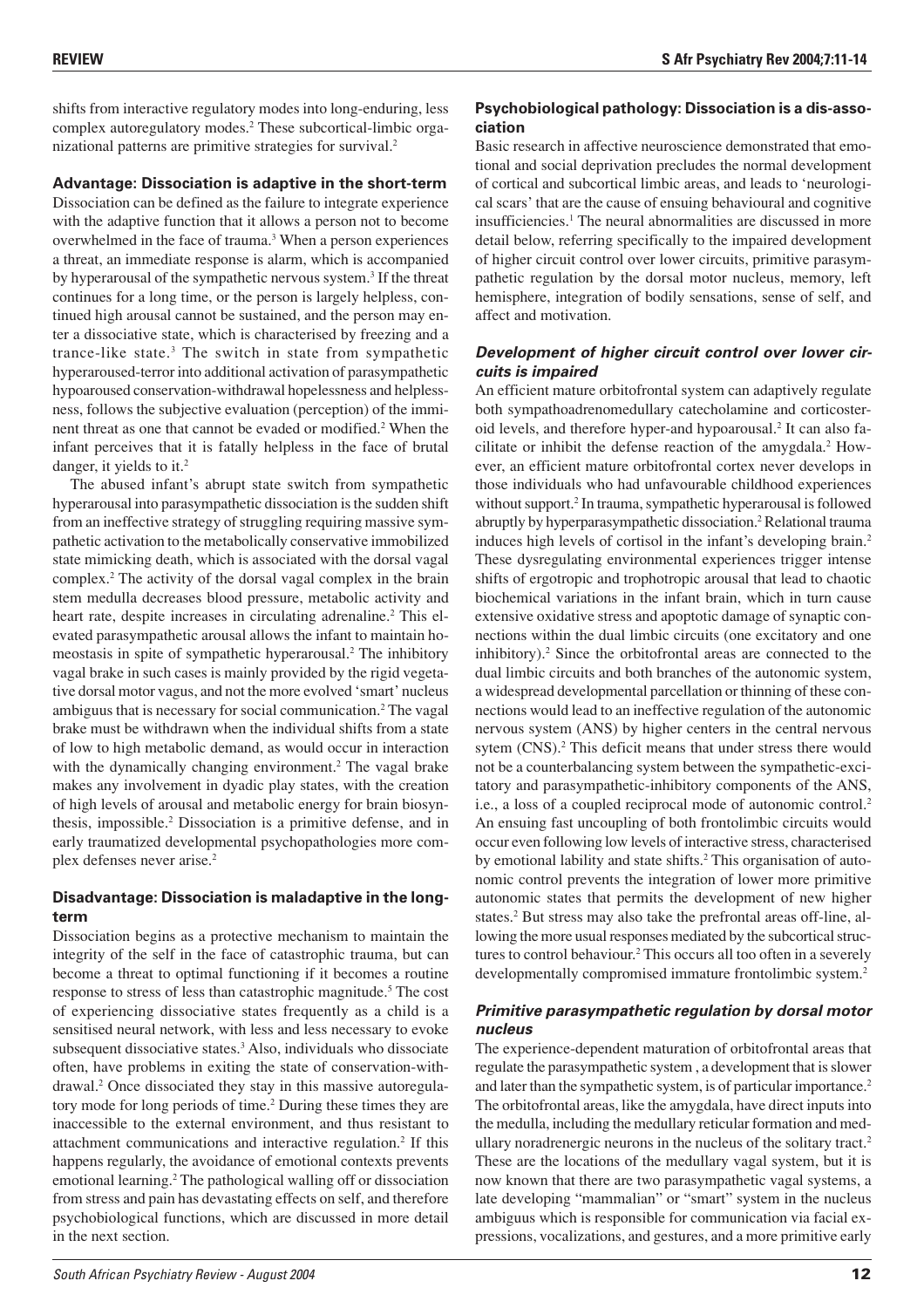shifts from interactive regulatory modes into long-enduring, less complex autoregulatory modes.[2] These subcortical-limbic organizational patterns are primitive strategies for survival.[2]

### Advantage: Dissociation is adaptive in the short-term

Dissociation can be defined as the failure to integrate experience with the adaptive function that it allows a person not to become overwhelmed in the face of trauma.[3] When a person experiences a threat, an immediate response is alarm, which is accompanied by hyperarousal of the sympathetic nervous system.[3] If the threat continues for a long time, or the person is largely helpless, continued high arousal cannot be sustained, and the person may enter a dissociative state, which is characterised by freezing and a trance-like state.[3] The switch in state from sympathetic hyperaroused-terror into additional activation of parasympathetic hypoaroused conservation-withdrawal hopelessness and helplessness, follows the subjective evaluation (perception) of the imminent threat as one that cannot be evaded or modified.[2] When the infant perceives that it is fatally helpless in the face of brutal danger, it yields to it.[2]

The abused infant's abrupt state switch from sympathetic hyperarousal into parasympathetic dissociation is the sudden shift from an ineffective strategy of struggling requiring massive sympathetic activation to the metabolically conservative immobilized state mimicking death, which is associated with the dorsal vagal complex.[2] The activity of the dorsal vagal complex in the brain stem medulla decreases blood pressure, metabolic activity and heart rate, despite increases in circulating adrenaline.[2] This elevated parasympathetic arousal allows the infant to maintain homeostasis in spite of sympathetic hyperarousal.[2] The inhibitory vagal brake in such cases is mainly provided by the rigid vegetative dorsal motor vagus, and not the more evolved 'smart' nucleus ambiguus that is necessary for social communication.[2] The vagal brake must be withdrawn when the individual shifts from a state of low to high metabolic demand, as would occur in interaction with the dynamically changing environment.[2] The vagal brake makes any involvement in dyadic play states, with the creation of high levels of arousal and metabolic energy for brain biosynthesis, impossible.[2] Dissociation is a primitive defense, and in early traumatized developmental psychopathologies more complex defenses never arise.[2]

### Disadvantage: Dissociation is maladaptive in the long-term

Dissociation begins as a protective mechanism to maintain the integrity of the self in the face of catastrophic trauma, but can become a threat to optimal functioning if it becomes a routine response to stress of less than catastrophic magnitude.[5] The cost of experiencing dissociative states frequently as a child is a sensitised neural network, with less and less necessary to evoke subsequent dissociative states.[3] Also, individuals who dissociate often, have problems in exiting the state of conservation-withdrawal.[2] Once dissociated they stay in this massive autoregulatory mode for long periods of time.[2] During these times they are inaccessible to the external environment, and thus resistant to attachment communications and interactive regulation.[2] If this happens regularly, the avoidance of emotional contexts prevents emotional learning.[2] The pathological walling off or dissociation from stress and pain has devastating effects on self, and therefore psychobiological functions, which are discussed in more detail in the next section.

### Psychobiological pathology: Dissociation is a dis-association

Basic research in affective neuroscience demonstrated that emotional and social deprivation precludes the normal development of cortical and subcortical limbic areas, and leads to 'neurological scars' that are the cause of ensuing behavioural and cognitive insufficiencies.[1] The neural abnormalities are discussed in more detail below, referring specifically to the impaired development of higher circuit control over lower circuits, primitive parasympathetic regulation by the dorsal motor nucleus, memory, left hemisphere, integration of bodily sensations, sense of self, and affect and motivation.

#### *Development of higher circuit control over lower circuits is impaired*

An efficient mature orbitofrontal system can adaptively regulate both sympathoadrenomedullary catecholamine and corticosteroid levels, and therefore hyper-and hypoarousal.[2] It can also facilitate or inhibit the defense reaction of the amygdala.[2] However, an efficient mature orbitofrontal cortex never develops in those individuals who had unfavourable childhood experiences without support.[2] In trauma, sympathetic hyperarousal is followed abruptly by hyperparasympathetic dissociation.[2] Relational trauma induces high levels of cortisol in the infant's developing brain.[2] These dysregulating environmental experiences trigger intense shifts of ergotropic and trophotropic arousal that lead to chaotic biochemical variations in the infant brain, which in turn cause extensive oxidative stress and apoptotic damage of synaptic connections within the dual limbic circuits (one excitatory and one inhibitory).[2] Since the orbitofrontal areas are connected to the dual limbic circuits and both branches of the autonomic system, a widespread developmental parcellation or thinning of these connections would lead to an ineffective regulation of the autonomic nervous system (ANS) by higher centers in the central nervous sytem (CNS).[2] This deficit means that under stress there would not be a counterbalancing system between the sympathetic-excitatory and parasympathetic-inhibitory components of the ANS, i.e., a loss of a coupled reciprocal mode of autonomic control.[2] An ensuing fast uncoupling of both frontolimbic circuits would occur even following low levels of interactive stress, characterised by emotional lability and state shifts.[2] This organisation of autonomic control prevents the integration of lower more primitive autonomic states that permits the development of new higher states.[2] But stress may also take the prefrontal areas off-line, allowing the more usual responses mediated by the subcortical structures to control behaviour.[2] This occurs all too often in a severely developmentally compromised immature frontolimbic system.[2]

#### *Primitive parasympathetic regulation by dorsal motor nucleus*

The experience-dependent maturation of orbitofrontal areas that regulate the parasympathetic system , a development that is slower and later than the sympathetic system, is of particular importance.[2] The orbitofrontal areas, like the amygdala, have direct inputs into the medulla, including the medullary reticular formation and medullary noradrenergic neurons in the nucleus of the solitary tract.[2] These are the locations of the medullary vagal system, but it is now known that there are two parasympathetic vagal systems, a late developing "mammalian" or "smart" system in the nucleus ambiguus which is responsible for communication via facial expressions, vocalizations, and gestures, and a more primitive early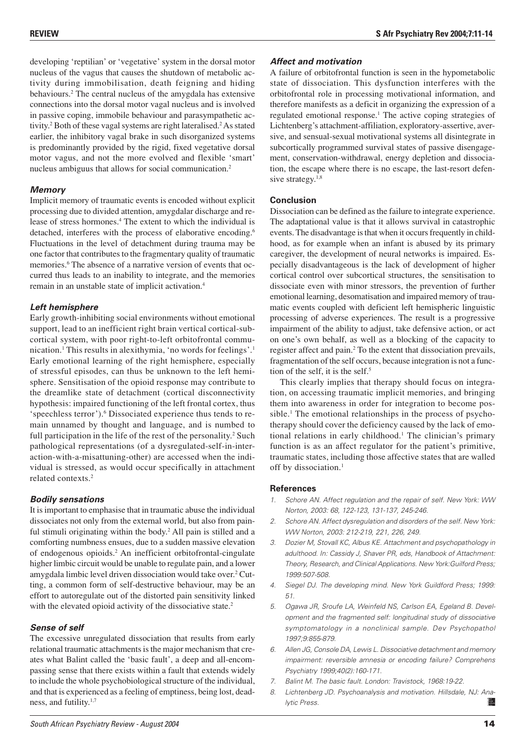developing 'reptilian' or 'vegetative' system in the dorsal motor nucleus of the vagus that causes the shutdown of metabolic activity during immobilisation, death feigning and hiding behaviours.[2] The central nucleus of the amygdala has extensive connections into the dorsal motor vagal nucleus and is involved in passive coping, immobile behaviour and parasympathetic activity.[2] Both of these vagal systems are right lateralised.[2] As stated earlier, the inhibitory vagal brake in such disorganized systems is predominantly provided by the rigid, fixed vegetative dorsal motor vagus, and not the more evolved and flexible 'smart' nucleus ambiguus that allows for social communication.[2]

### *Memory*

Implicit memory of traumatic events is encoded without explicit processing due to divided attention, amygdalar discharge and release of stress hormones.[4] The extent to which the individual is detached, interferes with the process of elaborative encoding.[6] Fluctuations in the level of detachment during trauma may be one factor that contributes to the fragmentary quality of traumatic memories.[6] The absence of a narrative version of events that occurred thus leads to an inability to integrate, and the memories remain in an unstable state of implicit activation.[4]

### *Left hemisphere*

Early growth-inhibiting social environments without emotional support, lead to an inefficient right brain vertical cortical-subcortical system, with poor right-to-left orbitofrontal communication.[1] This results in alexithymia, 'no words for feelings'.[1] Early emotional learning of the right hemisphere, especially of stressful episodes, can thus be unknown to the left hemisphere. Sensitisation of the opioid response may contribute to the dreamlike state of detachment (cortical disconnectivity hypothesis: impaired functioning of the left frontal cortex, thus 'speechless terror').[6] Dissociated experience thus tends to remain unnamed by thought and language, and is numbed to full participation in the life of the rest of the personality.[2] Such pathological representations (of a dysregulated-self-in-interaction-with-a-misattuning-other) are accessed when the individual is stressed, as would occur specifically in attachment related contexts.[2]

### *Bodily sensations*

It is important to emphasise that in traumatic abuse the individual dissociates not only from the external world, but also from painful stimuli originating within the body.[2] All pain is stilled and a comforting numbness ensues, due to a sudden massive elevation of endogenous opioids.[2] An inefficient orbitofrontal-cingulate higher limbic circuit would be unable to regulate pain, and a lower amygdala limbic level driven dissociation would take over.[2] Cutting, a common form of self-destructive behaviour, may be an effort to autoregulate out of the distorted pain sensitivity linked with the elevated opioid activity of the dissociative state.[2]

### *Sense of self*

The excessive unregulated dissociation that results from early relational traumatic attachments is the major mechanism that creates what Balint called the 'basic fault', a deep and all-encompassing sense that there exists within a fault that extends widely to include the whole psychobiological structure of the individual, and that is experienced as a feeling of emptiness, being lost, deadness, and futility.[1,7]

### *Affect and motivation*

A failure of orbitofrontal function is seen in the hypometabolic state of dissociation. This dysfunction interferes with the orbitofrontal role in processing motivational information, and therefore manifests as a deficit in organizing the expression of a regulated emotional response.[1] The active coping strategies of Lichtenberg's attachment-affiliation, exploratory-assertive, aversive, and sensual-sexual motivational systems all disintegrate in subcortically programmed survival states of passive disengagement, conservation-withdrawal, energy depletion and dissociation, the escape where there is no escape, the last-resort defensive strategy.[1,8]

## Conclusion

Dissociation can be defined as the failure to integrate experience. The adaptational value is that it allows survival in catastrophic events. The disadvantage is that when it occurs frequently in childhood, as for example when an infant is abused by its primary caregiver, the development of neural networks is impaired. Especially disadvantageous is the lack of development of higher cortical control over subcortical structures, the sensitisation to dissociate even with minor stressors, the prevention of further emotional learning, desomatisation and impaired memory of traumatic events coupled with deficient left hemispheric linguistic processing of adverse experiences. The result is a progressive impairment of the ability to adjust, take defensive action, or act on one's own behalf, as well as a blocking of the capacity to register affect and pain.[2] To the extent that dissociation prevails, fragmentation of the self occurs, because integration is not a function of the self, it is the self.[5]

This clearly implies that therapy should focus on integration, on accessing traumatic implicit memories, and bringing them into awareness in order for integration to become possible.[1] The emotional relationships in the process of psychotherapy should cover the deficiency caused by the lack of emotional relations in early childhood.[1] The clinician's primary function is as an affect regulator for the patient's primitive, traumatic states, including those affective states that are walled off by dissociation.[1]

## References

1. *Schore AN. Affect regulation and the repair of self. New York: WW Norton, 2003: 68, 122-123, 131-137, 245-246.*
2. *Schore AN. Affect dysregulation and disorders of the self. New York: WW Norton, 2003: 212-219, 221, 226, 249.*
3. *Dozier M, Stovall KC, Albus KE. Attachment and psychopathology in adulthood. In: Cassidy J, Shaver PR, eds, Handbook of Attachment: Theory, Research, and Clinical Applications. New York:Guilford Press; 1999:507-508.*
4. *Siegel DJ. The developing mind. New York Guildford Press; 1999: 51.*
5. *Ogawa JR, Sroufe LA, Weinfeld NS, Carlson EA, Egeland B. Development and the fragmented self: longitudinal study of dissociative symptomatology in a nonclinical sample. Dev Psychopathol 1997;9:855-879.*
6. *Allen JG, Console DA, Lewis L. Dissociative detachment and memory impairment: reversible amnesia or encoding failure? Comprehens Psychiatry 1999;40(2):160-171.*
7. *Balint M. The basic fault. London: Travistock, 1968:19-22.*
8. *Lichtenberg JD. Psychoanalysis and motivation. Hillsdale, NJ: Analytic Press.*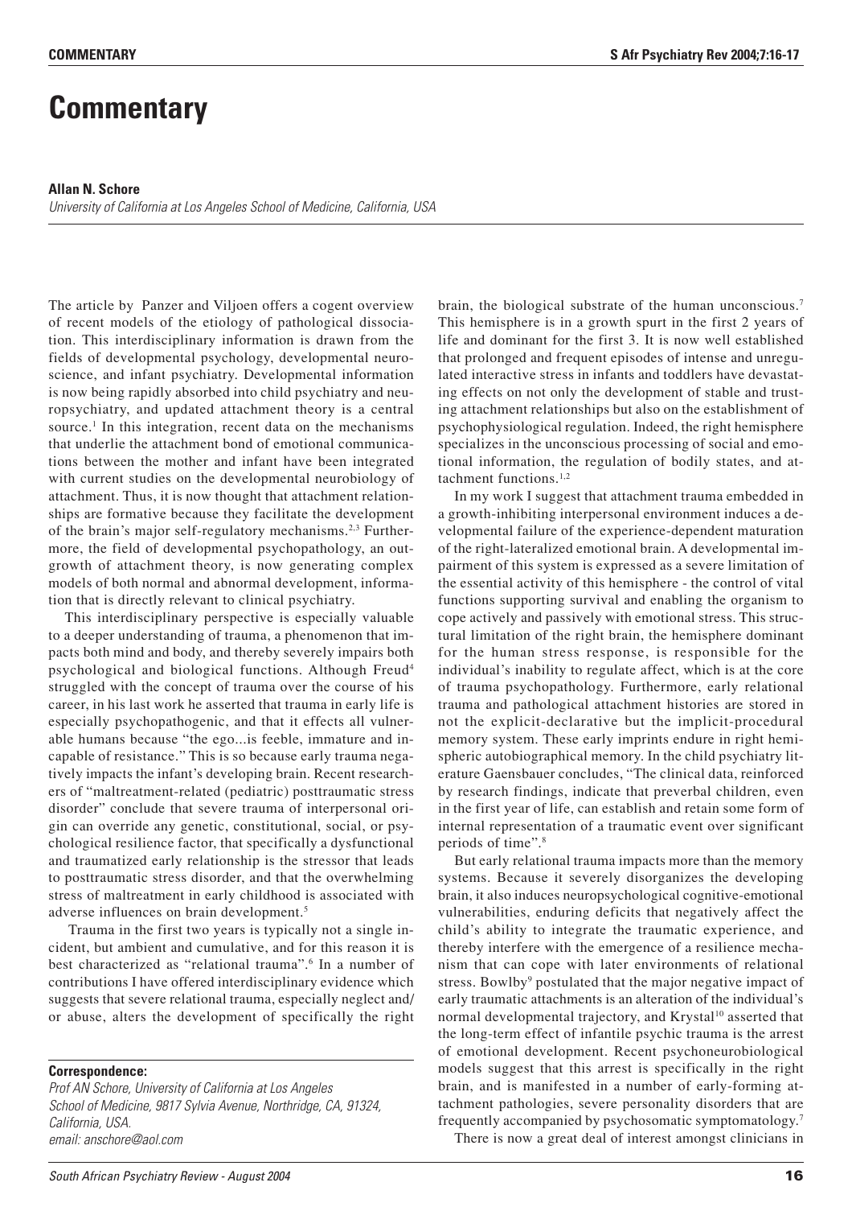# Commentary

**Allan N. Schore**

*University of California at Los Angeles School of Medicine, California, USA*

The article by Panzer and Viljoen offers a cogent overview of recent models of the etiology of pathological dissociation. This interdisciplinary information is drawn from the fields of developmental psychology, developmental neuroscience, and infant psychiatry. Developmental information is now being rapidly absorbed into child psychiatry and neuropsychiatry, and updated attachment theory is a central source.[1] In this integration, recent data on the mechanisms that underlie the attachment bond of emotional communications between the mother and infant have been integrated with current studies on the developmental neurobiology of attachment. Thus, it is now thought that attachment relationships are formative because they facilitate the development of the brain's major self-regulatory mechanisms.[2,3] Furthermore, the field of developmental psychopathology, an outgrowth of attachment theory, is now generating complex models of both normal and abnormal development, information that is directly relevant to clinical psychiatry.

This interdisciplinary perspective is especially valuable to a deeper understanding of trauma, a phenomenon that impacts both mind and body, and thereby severely impairs both psychological and biological functions. Although Freud[4] struggled with the concept of trauma over the course of his career, in his last work he asserted that trauma in early life is especially psychopathogenic, and that it effects all vulnerable humans because "the ego...is feeble, immature and incapable of resistance." This is so because early trauma negatively impacts the infant's developing brain. Recent researchers of "maltreatment-related (pediatric) posttraumatic stress disorder" conclude that severe trauma of interpersonal origin can override any genetic, constitutional, social, or psychological resilience factor, that specifically a dysfunctional and traumatized early relationship is the stressor that leads to posttraumatic stress disorder, and that the overwhelming stress of maltreatment in early childhood is associated with adverse influences on brain development.[5]

Trauma in the first two years is typically not a single incident, but ambient and cumulative, and for this reason it is best characterized as "relational trauma".[6] In a number of contributions I have offered interdisciplinary evidence which suggests that severe relational trauma, especially neglect and/or abuse, alters the development of specifically the right brain, the biological substrate of the human unconscious.[7] This hemisphere is in a growth spurt in the first 2 years of life and dominant for the first 3. It is now well established that prolonged and frequent episodes of intense and unregulated interactive stress in infants and toddlers have devastating effects on not only the development of stable and trusting attachment relationships but also on the establishment of psychophysiological regulation. Indeed, the right hemisphere specializes in the unconscious processing of social and emotional information, the regulation of bodily states, and attachment functions.[1,2]

In my work I suggest that attachment trauma embedded in a growth-inhibiting interpersonal environment induces a developmental failure of the experience-dependent maturation of the right-lateralized emotional brain. A developmental impairment of this system is expressed as a severe limitation of the essential activity of this hemisphere - the control of vital functions supporting survival and enabling the organism to cope actively and passively with emotional stress. This structural limitation of the right brain, the hemisphere dominant for the human stress response, is responsible for the individual's inability to regulate affect, which is at the core of trauma psychopathology. Furthermore, early relational trauma and pathological attachment histories are stored in not the explicit-declarative but the implicit-procedural memory system. These early imprints endure in right hemispheric autobiographical memory. In the child psychiatry literature Gaensbauer concludes, "The clinical data, reinforced by research findings, indicate that preverbal children, even in the first year of life, can establish and retain some form of internal representation of a traumatic event over significant periods of time".[8]

But early relational trauma impacts more than the memory systems. Because it severely disorganizes the developing brain, it also induces neuropsychological cognitive-emotional vulnerabilities, enduring deficits that negatively affect the child's ability to integrate the traumatic experience, and thereby interfere with the emergence of a resilience mechanism that can cope with later environments of relational stress. Bowlby[9] postulated that the major negative impact of early traumatic attachments is an alteration of the individual's normal developmental trajectory, and Krystal[10] asserted that the long-term effect of infantile psychic trauma is the arrest of emotional development. Recent psychoneurobiological models suggest that this arrest is specifically in the right brain, and is manifested in a number of early-forming attachment pathologies, severe personality disorders that are frequently accompanied by psychosomatic symptomatology.[7]

There is now a great deal of interest amongst clinicians in

**Correspondence:**

*Prof AN Schore, University of California at Los Angeles School of Medicine, 9817 Sylvia Avenue, Northridge, CA, 91324, California, USA.*
*email: anschore@aol.com*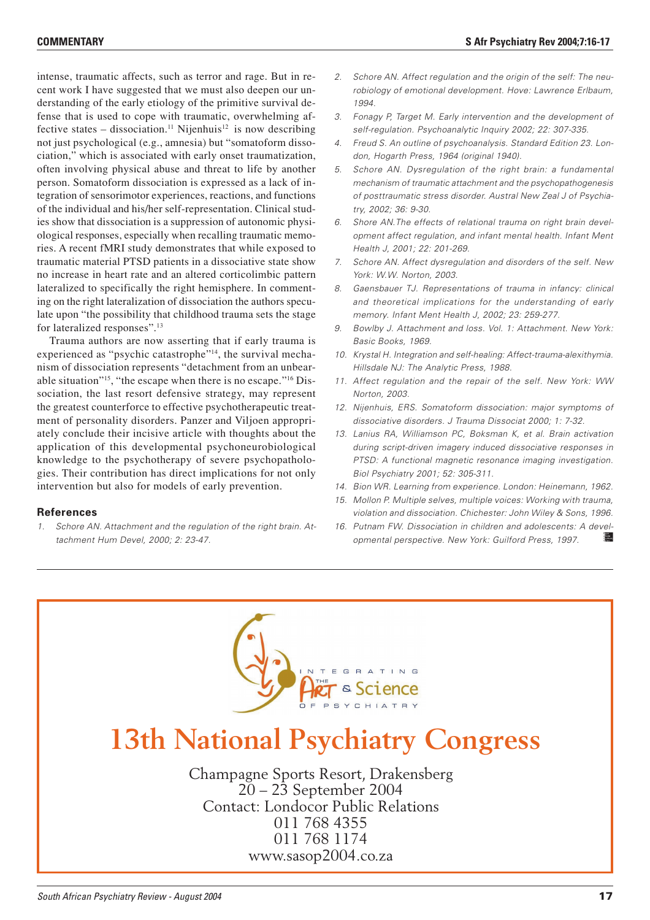intense, traumatic affects, such as terror and rage. But in recent work I have suggested that we must also deepen our understanding of the early etiology of the primitive survival defense that is used to cope with traumatic, overwhelming affective states – dissociation.[11] Nijenhuis[12] is now describing not just psychological (e.g., amnesia) but "somatoform dissociation," which is associated with early onset traumatization, often involving physical abuse and threat to life by another person. Somatoform dissociation is expressed as a lack of integration of sensorimotor experiences, reactions, and functions of the individual and his/her self-representation. Clinical studies show that dissociation is a suppression of autonomic physiological responses, especially when recalling traumatic memories. A recent fMRI study demonstrates that while exposed to traumatic material PTSD patients in a dissociative state show no increase in heart rate and an altered corticolimbic pattern lateralized to specifically the right hemisphere. In commenting on the right lateralization of dissociation the authors speculate upon "the possibility that childhood trauma sets the stage for lateralized responses".[13]

Trauma authors are now asserting that if early trauma is experienced as "psychic catastrophe"[14], the survival mechanism of dissociation represents "detachment from an unbearable situation"[15], "the escape when there is no escape."[16] Dissociation, the last resort defensive strategy, may represent the greatest counterforce to effective psychotherapeutic treatment of personality disorders. Panzer and Viljoen appropriately conclude their incisive article with thoughts about the application of this developmental psychoneurobiological knowledge to the psychotherapy of severe psychopathologies. Their contribution has direct implications for not only intervention but also for models of early prevention.

#### References

1. *Schore AN. Attachment and the regulation of the right brain. Attachment Hum Devel, 2000; 2: 23-47.*
2. *Schore AN. Affect regulation and the origin of the self: The neurobiology of emotional development. Hove: Lawrence Erlbaum, 1994.*
3. *Fonagy P, Target M. Early intervention and the development of self-regulation. Psychoanalytic Inquiry 2002; 22: 307-335.*
4. *Freud S. An outline of psychoanalysis. Standard Edition 23. London, Hogarth Press, 1964 (original 1940).*
5. *Schore AN. Dysregulation of the right brain: a fundamental mechanism of traumatic attachment and the psychopathogenesis of posttraumatic stress disorder. Austral New Zeal J of Psychiatry, 2002; 36: 9-30.*
6. *Shore AN.The effects of relational trauma on right brain development affect regulation, and infant mental health. Infant Ment Health J, 2001; 22: 201-269.*
7. *Schore AN. Affect dysregulation and disorders of the self. New York: W.W. Norton, 2003.*
8. *Gaensbauer TJ. Representations of trauma in infancy: clinical and theoretical implications for the understanding of early memory. Infant Ment Health J, 2002; 23: 259-277.*
9. *Bowlby J. Attachment and loss. Vol. 1: Attachment. New York: Basic Books, 1969.*
10. *Krystal H. Integration and self-healing: Affect-trauma-alexithymia. Hillsdale NJ: The Analytic Press, 1988.*
11. *Affect regulation and the repair of the self. New York: WW Norton, 2003.*
12. *Nijenhuis, ERS. Somatoform dissociation: major symptoms of dissociative disorders. J Trauma Dissociat 2000; 1: 7-32.*
13. *Lanius RA, Williamson PC, Boksman K, et al. Brain activation during script-driven imagery induced dissociative responses in PTSD: A functional magnetic resonance imaging investigation. Biol Psychiatry 2001; 52: 305-311.*
14. *Bion WR. Learning from experience. London: Heinemann, 1962.*
15. *Mollon P. Multiple selves, multiple voices: Working with trauma, violation and dissociation. Chichester: John Wiley & Sons, 1996.*
16. *Putnam FW. Dissociation in children and adolescents: A developmental perspective. New York: Guilford Press, 1997.*

---

INTEGRATING THE ART & Science OF PSYCHIATRY

# 13th National Psychiatry Congress

Champagne Sports Resort, Drakensberg
20 – 23 September 2004
Contact: Londocor Public Relations
011 768 4355
011 768 1174
www.sasop2004.co.za